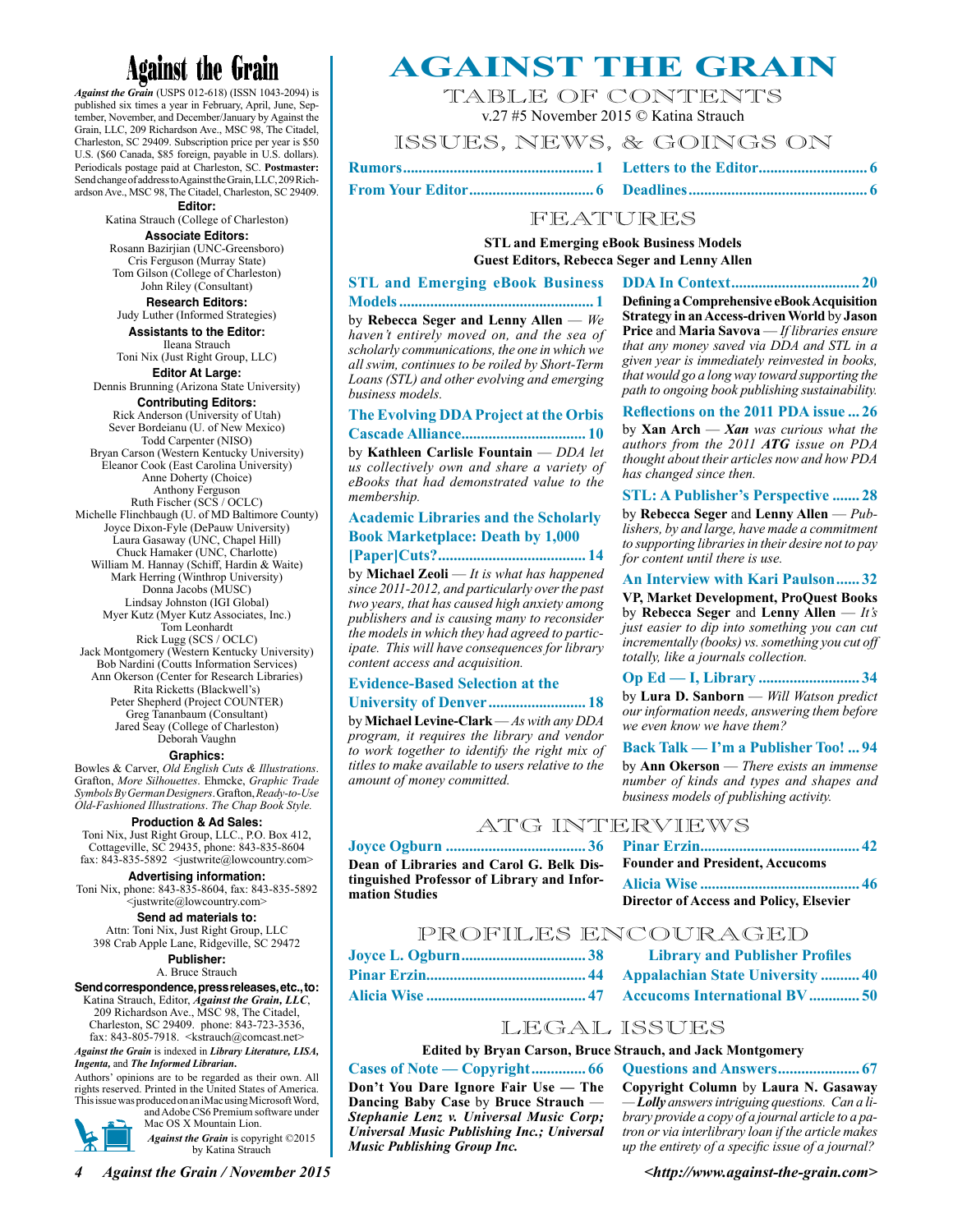# Against the Grain

***Against the Grain*** (USPS 012-618) (ISSN 1043-2094) is published six times a year in February, April, June, September, November, and December/January by Against the Grain, LLC, 209 Richardson Ave., MSC 98, The Citadel, Charleston, SC 29409. Subscription price per year is $50 U.S. ($60 Canada, $85 foreign, payable in U.S. dollars). Periodicals postage paid at Charleston, SC. **Postmaster:** Send change of address to Against the Grain, LLC, 209 Richardson Ave., MSC 98, The Citadel, Charleston, SC 29409.

**Editor:**
Katina Strauch (College of Charleston)

**Associate Editors:**
Rosann Bazirjian (UNC-Greensboro)
Cris Ferguson (Murray State)
Tom Gilson (College of Charleston)
John Riley (Consultant)

**Research Editors:**
Judy Luther (Informed Strategies)

**Assistants to the Editor:**
Ileana Strauch
Toni Nix (Just Right Group, LLC)

**Editor At Large:**
Dennis Brunning (Arizona State University)

**Contributing Editors:**
Rick Anderson (University of Utah)
Sever Bordeianu (U. of New Mexico)
Todd Carpenter (NISO)
Bryan Carson (Western Kentucky University)
Eleanor Cook (East Carolina University)
Anne Doherty (Choice)
Anthony Ferguson
Ruth Fischer (SCS / OCLC)
Michelle Flinchbaugh (U. of MD Baltimore County)
Joyce Dixon-Fyle (DePauw University)
Laura Gasaway (UNC, Chapel Hill)
Chuck Hamaker (UNC, Charlotte)
William M. Hannay (Schiff, Hardin & Waite)
Mark Herring (Winthrop University)
Donna Jacobs (MUSC)
Lindsay Johnston (IGI Global)
Myer Kutz (Myer Kutz Associates, Inc.)
Tom Leonhardt
Rick Lugg (SCS / OCLC)
Jack Montgomery (Western Kentucky University)
Bob Nardini (Coutts Information Services)
Ann Okerson (Center for Research Libraries)
Rita Ricketts (Blackwell's)
Peter Shepherd (Project COUNTER)
Greg Tananbaum (Consultant)
Jared Seay (College of Charleston)
Deborah Vaughn

**Graphics:**
Bowles & Carver, *Old English Cuts & Illustrations*. Grafton, *More Silhouettes*. Ehmcke, *Graphic Trade Symbols By German Designers*. Grafton, *Ready-to-Use Old-Fashioned Illustrations*. *The Chap Book Style*.

**Production & Ad Sales:**
Toni Nix, Just Right Group, LLC., P.O. Box 412, Cottageville, SC 29435, phone: 843-835-8604 fax: 843-835-5892 <justwrite@lowcountry.com>

**Advertising information:**
Toni Nix, phone: 843-835-8604, fax: 843-835-5892 <justwrite@lowcountry.com>

**Send ad materials to:**
Attn: Toni Nix, Just Right Group, LLC
398 Crab Apple Lane, Ridgeville, SC 29472

**Publisher:**
A. Bruce Strauch

**Send correspondence, press releases, etc., to:**
Katina Strauch, Editor, ***Against the Grain, LLC***, 209 Richardson Ave., MSC 98, The Citadel, Charleston, SC 29409. phone: 843-723-3536, fax: 843-805-7918. <kstrauch@comcast.net>

***Against the Grain*** is indexed in ***Library Literature, LISA, Ingenta,*** and ***The Informed Librarian***.

Authors' opinions are to be regarded as their own. All rights reserved. Printed in the United States of America. This issue was produced on an iMac using Microsoft Word, and Adobe CS6 Premium software under Mac OS X Mountain Lion.

***Against the Grain*** is copyright ©2015 by Katina Strauch

# AGAINST THE GRAIN

## TABLE OF CONTENTS

v.27 #5 November 2015 © Katina Strauch

## ISSUES, NEWS, & GOINGS ON

**Rumors** ...... 1
**From Your Editor** ...... 6
**Letters to the Editor** ...... 6
**Deadlines** ...... 6

## FEATURES

**STL and Emerging eBook Business Models**
**Guest Editors, Rebecca Seger and Lenny Allen**

**STL and Emerging eBook Business Models** ...... 1
by **Rebecca Seger and Lenny Allen** — *We haven't entirely moved on, and the sea of scholarly communications, the one in which we all swim, continues to be roiled by Short-Term Loans (STL) and other evolving and emerging business models.*

**The Evolving DDA Project at the Orbis Cascade Alliance** ...... 10
by **Kathleen Carlisle Fountain** — *DDA let us collectively own and share a variety of eBooks that had demonstrated value to the membership.*

**Academic Libraries and the Scholarly Book Marketplace: Death by 1,000 [Paper]Cuts?** ...... 14
by **Michael Zeoli** — *It is what has happened since 2011-2012, and particularly over the past two years, that has caused high anxiety among publishers and is causing many to reconsider the models in which they had agreed to participate. This will have consequences for library content access and acquisition.*

**Evidence-Based Selection at the University of Denver** ...... 18
by **Michael Levine-Clark** — *As with any DDA program, it requires the library and vendor to work together to identify the right mix of titles to make available to users relative to the amount of money committed.*

**DDA In Context** ...... 20
**Defining a Comprehensive eBook Acquisition Strategy in an Access-driven World** by **Jason Price** and **Maria Savova** — *If libraries ensure that any money saved via DDA and STL in a given year is immediately reinvested in books, that would go a long way toward supporting the path to ongoing book publishing sustainability.*

**Reflections on the 2011 PDA issue** ... 26
by **Xan Arch** — ***Xan*** *was curious what the authors from the 2011* ***ATG*** *issue on PDA thought about their articles now and how PDA has changed since then.*

**STL: A Publisher's Perspective** ...... 28
by **Rebecca Seger** and **Lenny Allen** — *Publishers, by and large, have made a commitment to supporting libraries in their desire not to pay for content until there is use.*

**An Interview with Kari Paulson** ...... 32
**VP, Market Development, ProQuest Books** by **Rebecca Seger** and **Lenny Allen** — *It's just easier to dip into something you can cut incrementally (books) vs. something you cut off totally, like a journals collection.*

**Op Ed — I, Library** ...... 34
by **Lura D. Sanborn** — *Will Watson predict our information needs, answering them before we even know we have them?*

**Back Talk — I'm a Publisher Too!** ... 94
by **Ann Okerson** — *There exists an immense number of kinds and types and shapes and business models of publishing activity.*

## ATG INTERVIEWS

**Joyce Ogburn** ...... 36
**Dean of Libraries and Carol G. Belk Distinguished Professor of Library and Information Studies**

**Pinar Erzin** ...... 42
**Founder and President, Accucoms**

**Alicia Wise** ...... 46
**Director of Access and Policy, Elsevier**

## PROFILES ENCOURAGED

**Joyce L. Ogburn** ...... 38
**Pinar Erzin** ...... 44
**Alicia Wise** ...... 47

**Library and Publisher Profiles**
**Appalachian State University** ...... 40
**Accucoms International BV** ...... 50

## LEGAL ISSUES

**Edited by Bryan Carson, Bruce Strauch, and Jack Montgomery**

**Cases of Note — Copyright** ...... 66
**Don't You Dare Ignore Fair Use — The Dancing Baby Case** by **Bruce Strauch** — ***Stephanie Lenz v. Universal Music Corp; Universal Music Publishing Inc.; Universal Music Publishing Group Inc.***

**Questions and Answers** ...... 67
**Copyright Column** by **Laura N. Gasaway** — ***Lolly*** *answers intriguing questions. Can a library provide a copy of a journal article to a patron or via interlibrary loan if the article makes up the entirety of a specific issue of a journal?*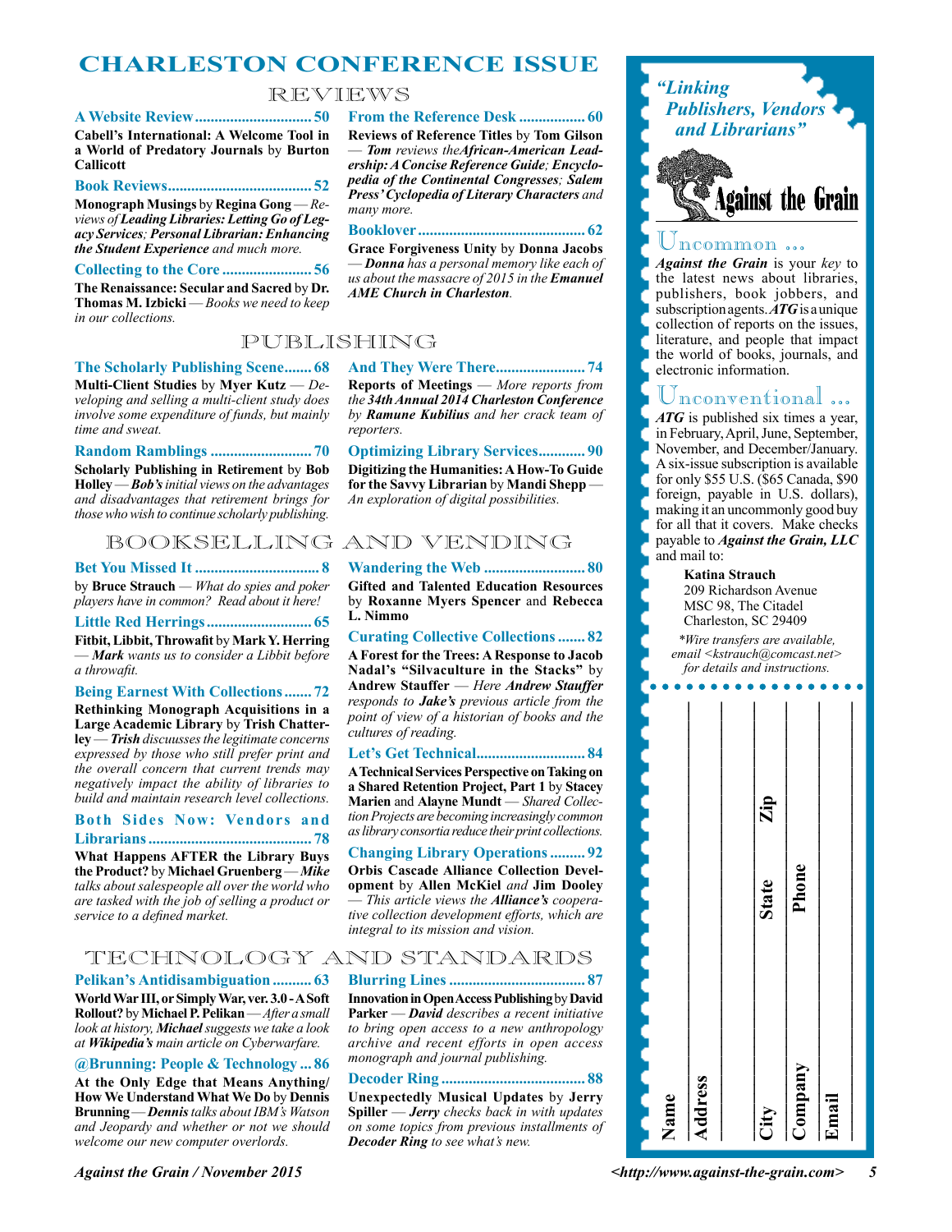# CHARLESTON CONFERENCE ISSUE

## REVIEWS

**A Website Review .............................. 50**

**Cabell's International: A Welcome Tool in a World of Predatory Journals** by **Burton Callicott**

**Book Reviews..................................... 52**

**Monograph Musings** by **Regina Gong** — *Reviews of* ***Leading Libraries: Letting Go of Legacy Services; Personal Librarian: Enhancing the Student Experience*** *and much more.*

**Collecting to the Core ....................... 56**

**The Renaissance: Secular and Sacred** by **Dr. Thomas M. Izbicki** — *Books we need to keep in our collections.*

**From the Reference Desk ................. 60**

**Reviews of Reference Titles** by **Tom Gilson** — ***Tom*** *reviews the* ***African-American Leadership: A Concise Reference Guide; Encyclopedia of the Continental Congresses; Salem Press' Cyclopedia of Literary Characters*** *and many more.*

**Booklover ........................................... 62**

**Grace Forgiveness Unity** by **Donna Jacobs** — ***Donna*** *has a personal memory like each of us about the massacre of 2015 in the* ***Emanuel AME Church in Charleston****.*

## PUBLISHING

**The Scholarly Publishing Scene....... 68**

**Multi-Client Studies** by **Myer Kutz** — *Developing and selling a multi-client study does involve some expenditure of funds, but mainly time and sweat.*

**Random Ramblings .......................... 70**

**Scholarly Publishing in Retirement** by **Bob Holley** — ***Bob's*** *initial views on the advantages and disadvantages that retirement brings for those who wish to continue scholarly publishing.*

**And They Were There....................... 74**

**Reports of Meetings** — *More reports from the* ***34th Annual 2014 Charleston Conference*** *by* ***Ramune Kubilius*** *and her crack team of reporters.*

**Optimizing Library Services............ 90**

**Digitizing the Humanities: A How-To Guide for the Savvy Librarian** by **Mandi Shepp** — *An exploration of digital possibilities.*

## BOOKSELLING AND VENDING

**Bet You Missed It ................................ 8**

by **Bruce Strauch** — *What do spies and poker players have in common? Read about it here!*

**Little Red Herrings........................... 65**

**Fitbit, Libbit, Throwafit** by **Mark Y. Herring** — ***Mark*** *wants us to consider a Libbit before a throwafit.*

**Being Earnest With Collections ....... 72**

**Rethinking Monograph Acquisitions in a Large Academic Library** by **Trish Chatterley** — ***Trish*** *discusses the legitimate concerns expressed by those who still prefer print and the overall concern that current trends may negatively impact the ability of libraries to build and maintain research level collections.*

**Both Sides Now: Vendors and Librarians .......................................... 78**

**What Happens AFTER the Library Buys the Product?** by **Michael Gruenberg** — ***Mike*** *talks about salespeople all over the world who are tasked with the job of selling a product or service to a defined market.*

**Wandering the Web .......................... 80**

**Gifted and Talented Education Resources** by **Roxanne Myers Spencer** and **Rebecca L. Nimmo**

**Curating Collective Collections ....... 82**

**A Forest for the Trees: A Response to Jacob Nadal's "Silvaculture in the Stacks"** by **Andrew Stauffer** — *Here* ***Andrew Stauffer*** *responds to* ***Jake's*** *previous article from the point of view of a historian of books and the cultures of reading.*

**Let's Get Technical............................ 84**

**A Technical Services Perspective on Taking on a Shared Retention Project, Part 1** by **Stacey Marien** and **Alayne Mundt** — *Shared Collection Projects are becoming increasingly common as library consortia reduce their print collections.*

**Changing Library Operations ......... 92**

**Orbis Cascade Alliance Collection Development** by **Allen McKiel** *and* **Jim Dooley** — *This article views the* ***Alliance's*** *cooperative collection development efforts, which are integral to its mission and vision.*

## TECHNOLOGY AND STANDARDS

**Pelikan's Antidisambiguation .......... 63**

**World War III, or Simply War, ver. 3.0 - A Soft Rollout?** by **Michael P. Pelikan** — *After a small look at history,* ***Michael*** *suggests we take a look at* ***Wikipedia's*** *main article on Cyberwarfare.*

**@Brunning: People & Technology ... 86**

**At the Only Edge that Means Anything/ How We Understand What We Do** by **Dennis Brunning** — ***Dennis*** *talks about IBM's Watson and Jeopardy and whether or not we should welcome our new computer overlords.*

**Blurring Lines ................................... 87**

**Innovation in Open Access Publishing** by **David Parker** — ***David*** *describes a recent initiative to bring open access to a new anthropology archive and recent efforts in open access monograph and journal publishing.*

**Decoder Ring ..................................... 88**

**Unexpectedly Musical Updates** by **Jerry Spiller** — ***Jerry*** *checks back in with updates on some topics from previous installments of* ***Decoder Ring*** *to see what's new.*

---

*"Linking Publishers, Vendors and Librarians"*

**Against the Grain**

### Uncommon ...

***Against the Grain*** is your *key* to the latest news about libraries, publishers, book jobbers, and subscription agents. ***ATG*** is a unique collection of reports on the issues, literature, and people that impact the world of books, journals, and electronic information.

### Unconventional ...

***ATG*** is published six times a year, in February, April, June, September, November, and December/January. A six-issue subscription is available for only $55 U.S. ($65 Canada, $90 foreign, payable in U.S. dollars), making it an uncommonly good buy for all that it covers. Make checks payable to ***Against the Grain, LLC*** and mail to:

**Katina Strauch**
209 Richardson Avenue
MSC 98, The Citadel
Charleston, SC 29409

*\*Wire transfers are available, email <kstrauch@comcast.net> for details and instructions.*

**Name** ______________________

**Address** ______________________

**City** __________ **State** __________ **Zip** __________

**Company** __________ **Phone** __________

**Email** ______________________